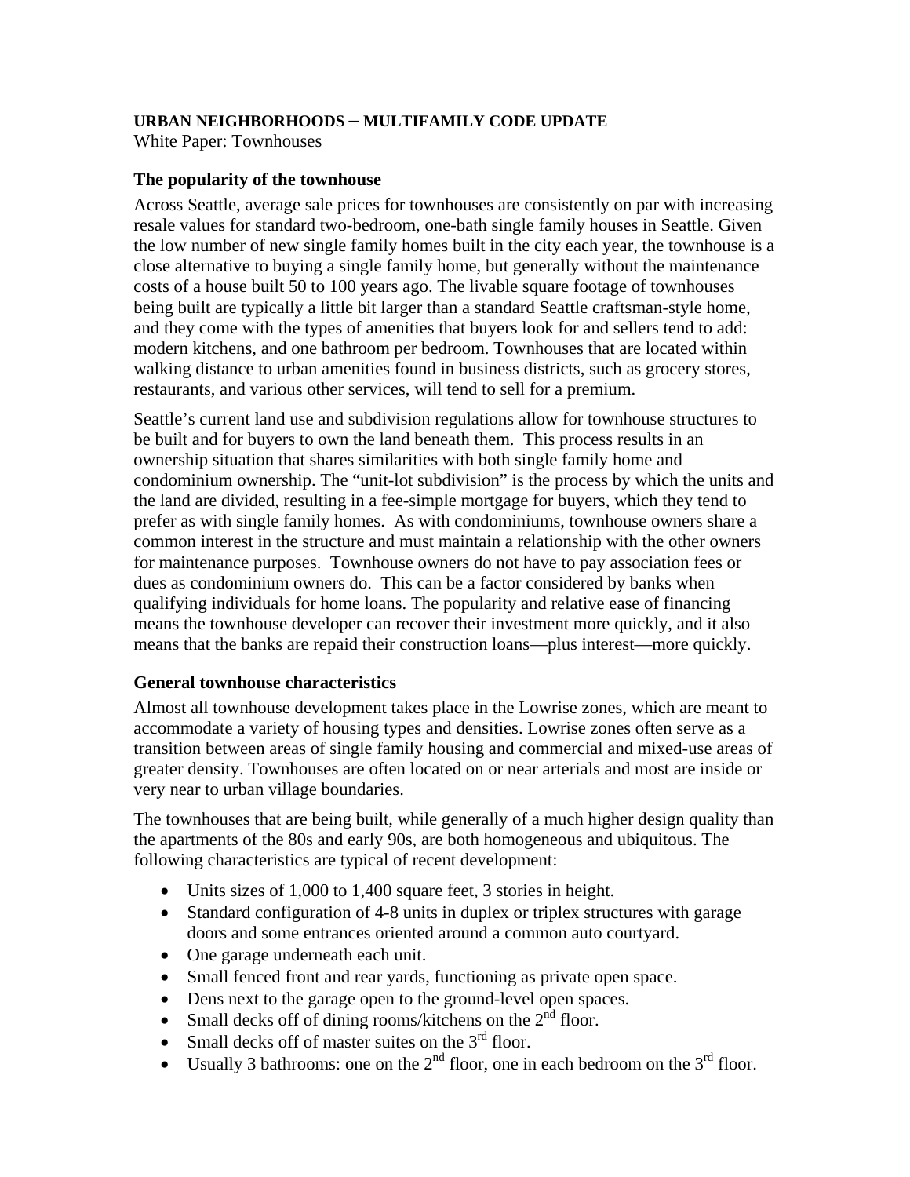**URBAN NEIGHBORHOODS – MULTIFAMILY CODE UPDATE**

White Paper: Townhouses

### The popularity of the townhouse

Across Seattle, average sale prices for townhouses are consistently on par with increasing resale values for standard two-bedroom, one-bath single family houses in Seattle. Given the low number of new single family homes built in the city each year, the townhouse is a close alternative to buying a single family home, but generally without the maintenance costs of a house built 50 to 100 years ago. The livable square footage of townhouses being built are typically a little bit larger than a standard Seattle craftsman-style home, and they come with the types of amenities that buyers look for and sellers tend to add: modern kitchens, and one bathroom per bedroom. Townhouses that are located within walking distance to urban amenities found in business districts, such as grocery stores, restaurants, and various other services, will tend to sell for a premium.

Seattle's current land use and subdivision regulations allow for townhouse structures to be built and for buyers to own the land beneath them. This process results in an ownership situation that shares similarities with both single family home and condominium ownership. The "unit-lot subdivision" is the process by which the units and the land are divided, resulting in a fee-simple mortgage for buyers, which they tend to prefer as with single family homes. As with condominiums, townhouse owners share a common interest in the structure and must maintain a relationship with the other owners for maintenance purposes. Townhouse owners do not have to pay association fees or dues as condominium owners do. This can be a factor considered by banks when qualifying individuals for home loans. The popularity and relative ease of financing means the townhouse developer can recover their investment more quickly, and it also means that the banks are repaid their construction loans—plus interest—more quickly.

### General townhouse characteristics

Almost all townhouse development takes place in the Lowrise zones, which are meant to accommodate a variety of housing types and densities. Lowrise zones often serve as a transition between areas of single family housing and commercial and mixed-use areas of greater density. Townhouses are often located on or near arterials and most are inside or very near to urban village boundaries.

The townhouses that are being built, while generally of a much higher design quality than the apartments of the 80s and early 90s, are both homogeneous and ubiquitous. The following characteristics are typical of recent development:

- Units sizes of 1,000 to 1,400 square feet, 3 stories in height.
- Standard configuration of 4-8 units in duplex or triplex structures with garage doors and some entrances oriented around a common auto courtyard.
- One garage underneath each unit.
- Small fenced front and rear yards, functioning as private open space.
- Dens next to the garage open to the ground-level open spaces.
- Small decks off of dining rooms/kitchens on the 2nd floor.
- Small decks off of master suites on the 3rd floor.
- Usually 3 bathrooms: one on the 2nd floor, one in each bedroom on the 3rd floor.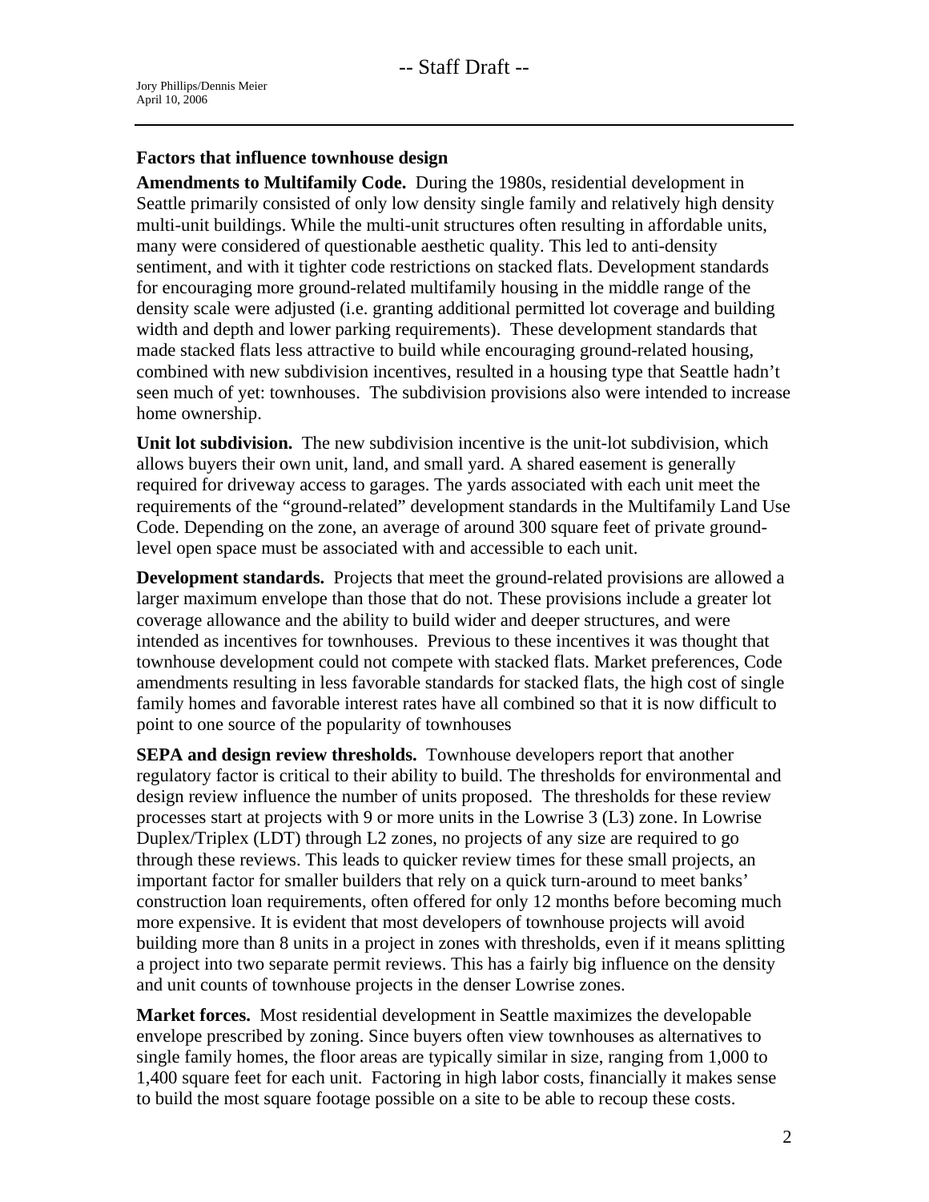## Factors that influence townhouse design

**Amendments to Multifamily Code.** During the 1980s, residential development in Seattle primarily consisted of only low density single family and relatively high density multi-unit buildings. While the multi-unit structures often resulting in affordable units, many were considered of questionable aesthetic quality. This led to anti-density sentiment, and with it tighter code restrictions on stacked flats. Development standards for encouraging more ground-related multifamily housing in the middle range of the density scale were adjusted (i.e. granting additional permitted lot coverage and building width and depth and lower parking requirements). These development standards that made stacked flats less attractive to build while encouraging ground-related housing, combined with new subdivision incentives, resulted in a housing type that Seattle hadn't seen much of yet: townhouses. The subdivision provisions also were intended to increase home ownership.

**Unit lot subdivision.** The new subdivision incentive is the unit-lot subdivision, which allows buyers their own unit, land, and small yard. A shared easement is generally required for driveway access to garages. The yards associated with each unit meet the requirements of the "ground-related" development standards in the Multifamily Land Use Code. Depending on the zone, an average of around 300 square feet of private ground-level open space must be associated with and accessible to each unit.

**Development standards.** Projects that meet the ground-related provisions are allowed a larger maximum envelope than those that do not. These provisions include a greater lot coverage allowance and the ability to build wider and deeper structures, and were intended as incentives for townhouses. Previous to these incentives it was thought that townhouse development could not compete with stacked flats. Market preferences, Code amendments resulting in less favorable standards for stacked flats, the high cost of single family homes and favorable interest rates have all combined so that it is now difficult to point to one source of the popularity of townhouses

**SEPA and design review thresholds.** Townhouse developers report that another regulatory factor is critical to their ability to build. The thresholds for environmental and design review influence the number of units proposed. The thresholds for these review processes start at projects with 9 or more units in the Lowrise 3 (L3) zone. In Lowrise Duplex/Triplex (LDT) through L2 zones, no projects of any size are required to go through these reviews. This leads to quicker review times for these small projects, an important factor for smaller builders that rely on a quick turn-around to meet banks' construction loan requirements, often offered for only 12 months before becoming much more expensive. It is evident that most developers of townhouse projects will avoid building more than 8 units in a project in zones with thresholds, even if it means splitting a project into two separate permit reviews. This has a fairly big influence on the density and unit counts of townhouse projects in the denser Lowrise zones.

**Market forces.** Most residential development in Seattle maximizes the developable envelope prescribed by zoning. Since buyers often view townhouses as alternatives to single family homes, the floor areas are typically similar in size, ranging from 1,000 to 1,400 square feet for each unit. Factoring in high labor costs, financially it makes sense to build the most square footage possible on a site to be able to recoup these costs.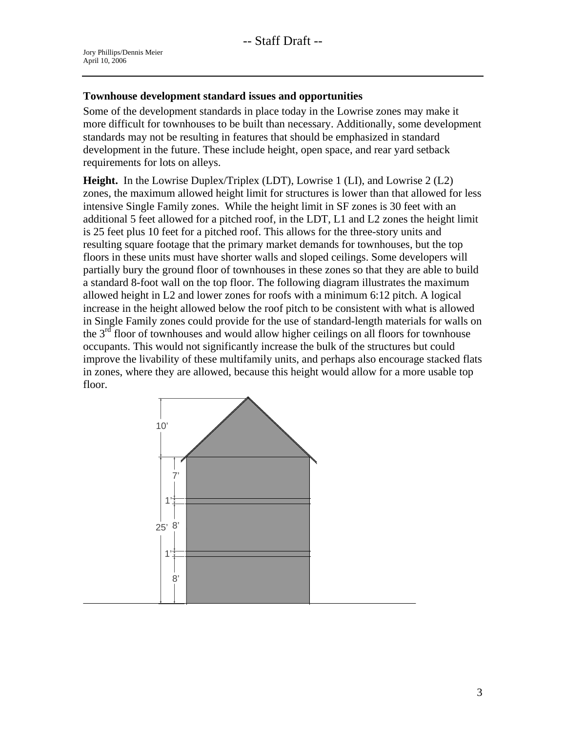-- Staff Draft --

Jory Phillips/Dennis Meier
April 10, 2006

## Townhouse development standard issues and opportunities

Some of the development standards in place today in the Lowrise zones may make it more difficult for townhouses to be built than necessary. Additionally, some development standards may not be resulting in features that should be emphasized in standard development in the future. These include height, open space, and rear yard setback requirements for lots on alleys.

**Height.** In the Lowrise Duplex/Triplex (LDT), Lowrise 1 (LI), and Lowrise 2 (L2) zones, the maximum allowed height limit for structures is lower than that allowed for less intensive Single Family zones. While the height limit in SF zones is 30 feet with an additional 5 feet allowed for a pitched roof, in the LDT, L1 and L2 zones the height limit is 25 feet plus 10 feet for a pitched roof. This allows for the three-story units and resulting square footage that the primary market demands for townhouses, but the top floors in these units must have shorter walls and sloped ceilings. Some developers will partially bury the ground floor of townhouses in these zones so that they are able to build a standard 8-foot wall on the top floor. The following diagram illustrates the maximum allowed height in L2 and lower zones for roofs with a minimum 6:12 pitch. A logical increase in the height allowed below the roof pitch to be consistent with what is allowed in Single Family zones could provide for the use of standard-length materials for walls on the 3rd floor of townhouses and would allow higher ceilings on all floors for townhouse occupants. This would not significantly increase the bulk of the structures but could improve the livability of these multifamily units, and perhaps also encourage stacked flats in zones, where they are allowed, because this height would allow for a more usable top floor.

10'

7'

1'

25' 8'

1'

8'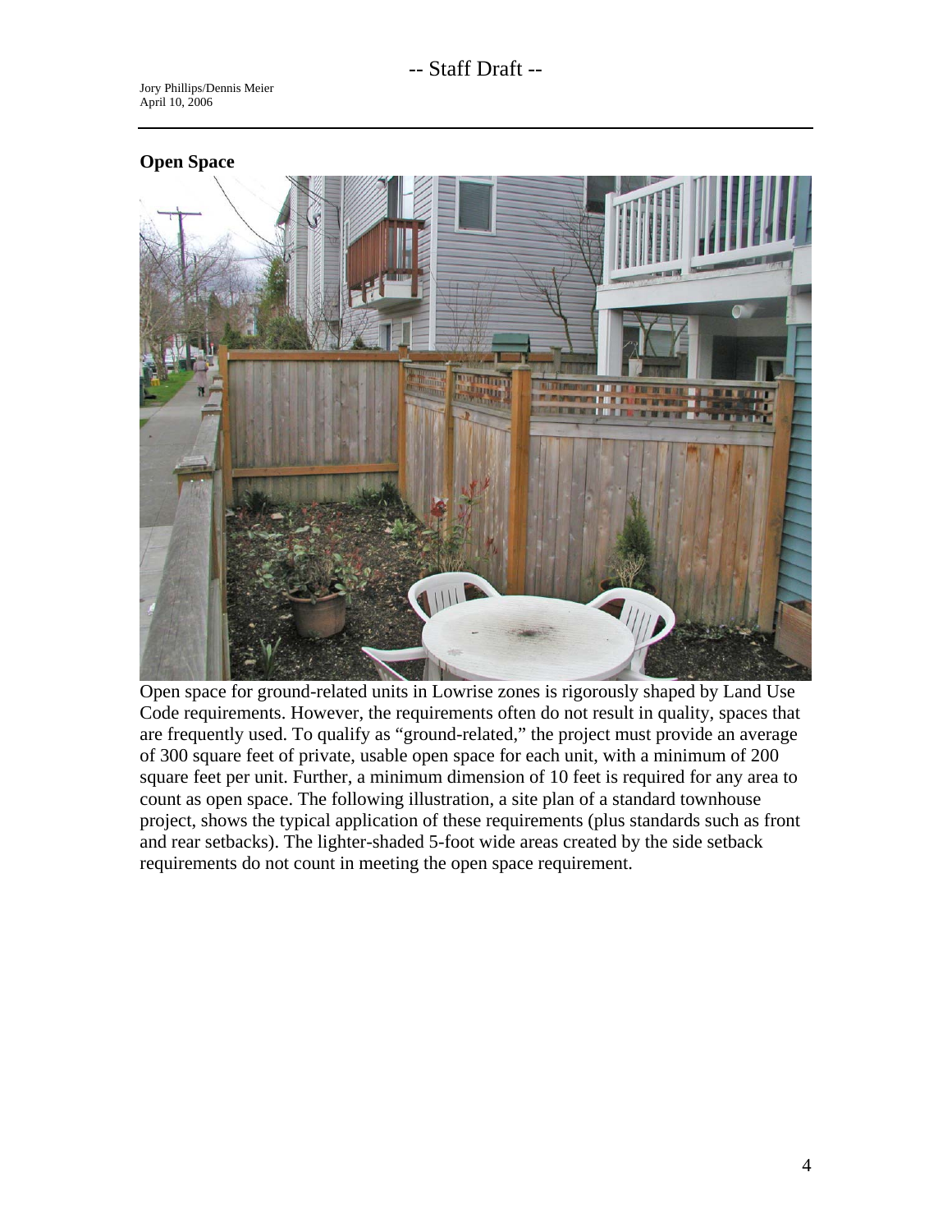## Open Space

Open space for ground-related units in Lowrise zones is rigorously shaped by Land Use Code requirements. However, the requirements often do not result in quality, spaces that are frequently used. To qualify as "ground-related," the project must provide an average of 300 square feet of private, usable open space for each unit, with a minimum of 200 square feet per unit. Further, a minimum dimension of 10 feet is required for any area to count as open space. The following illustration, a site plan of a standard townhouse project, shows the typical application of these requirements (plus standards such as front and rear setbacks). The lighter-shaded 5-foot wide areas created by the side setback requirements do not count in meeting the open space requirement.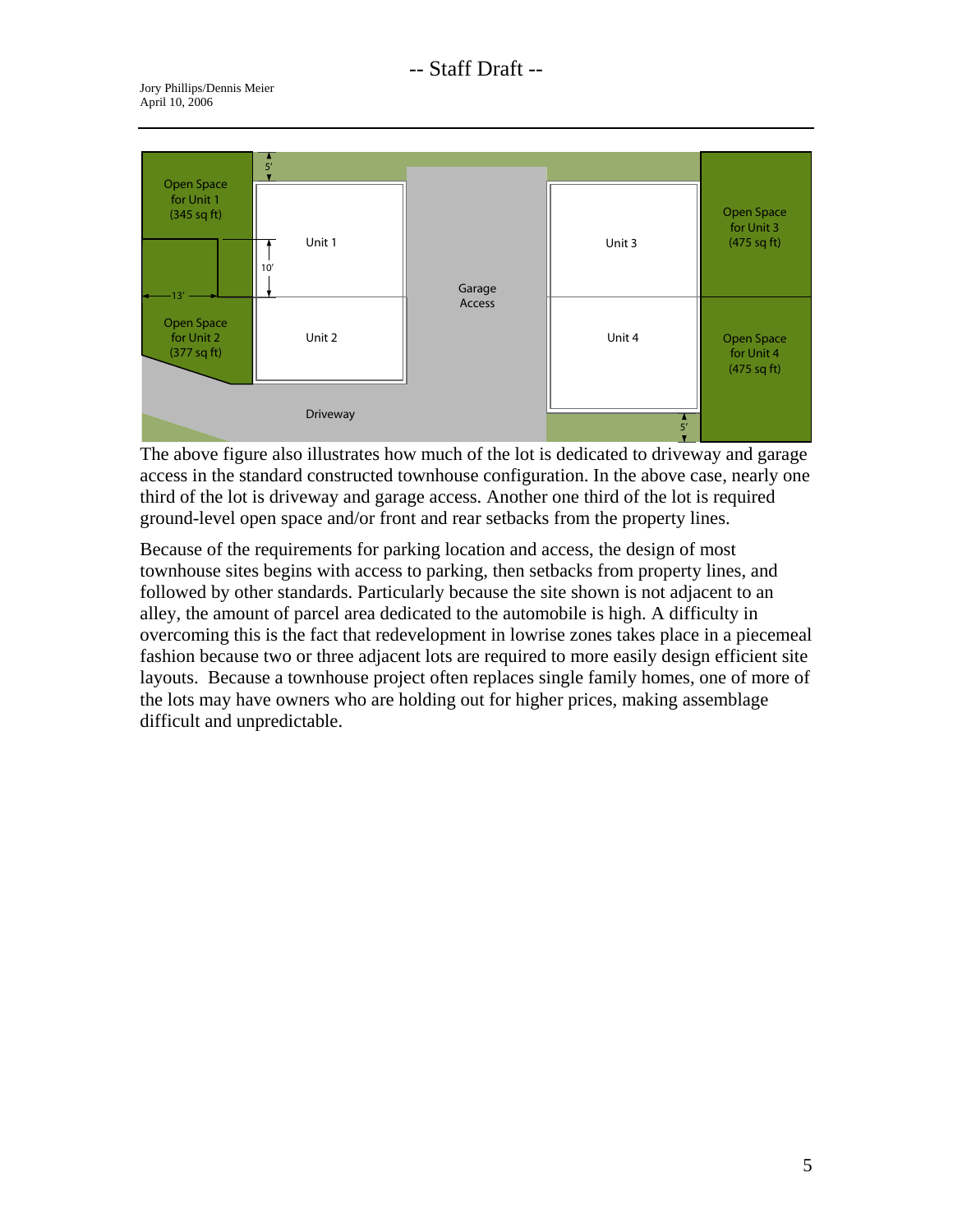The above figure also illustrates how much of the lot is dedicated to driveway and garage access in the standard constructed townhouse configuration. In the above case, nearly one third of the lot is driveway and garage access. Another one third of the lot is required ground-level open space and/or front and rear setbacks from the property lines.

Because of the requirements for parking location and access, the design of most townhouse sites begins with access to parking, then setbacks from property lines, and followed by other standards. Particularly because the site shown is not adjacent to an alley, the amount of parcel area dedicated to the automobile is high. A difficulty in overcoming this is the fact that redevelopment in lowrise zones takes place in a piecemeal fashion because two or three adjacent lots are required to more easily design efficient site layouts. Because a townhouse project often replaces single family homes, one of more of the lots may have owners who are holding out for higher prices, making assemblage difficult and unpredictable.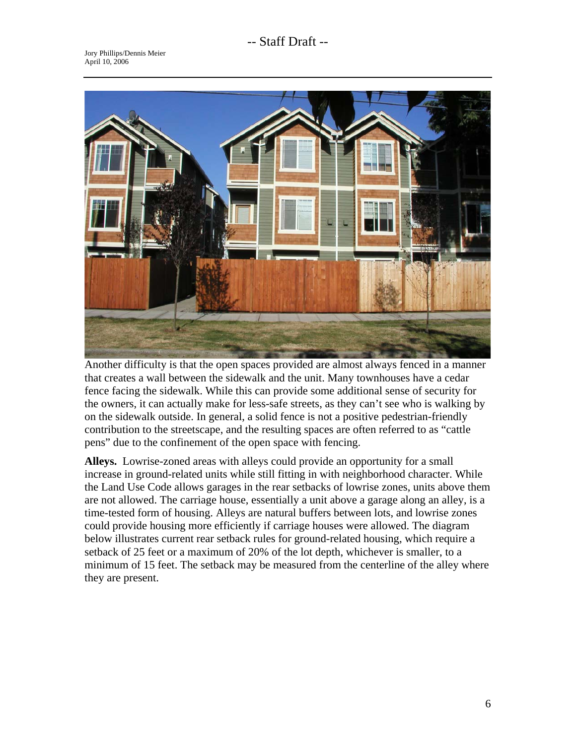Another difficulty is that the open spaces provided are almost always fenced in a manner that creates a wall between the sidewalk and the unit. Many townhouses have a cedar fence facing the sidewalk. While this can provide some additional sense of security for the owners, it can actually make for less-safe streets, as they can't see who is walking by on the sidewalk outside. In general, a solid fence is not a positive pedestrian-friendly contribution to the streetscape, and the resulting spaces are often referred to as "cattle pens" due to the confinement of the open space with fencing.

**Alleys.** Lowrise-zoned areas with alleys could provide an opportunity for a small increase in ground-related units while still fitting in with neighborhood character. While the Land Use Code allows garages in the rear setbacks of lowrise zones, units above them are not allowed. The carriage house, essentially a unit above a garage along an alley, is a time-tested form of housing. Alleys are natural buffers between lots, and lowrise zones could provide housing more efficiently if carriage houses were allowed. The diagram below illustrates current rear setback rules for ground-related housing, which require a setback of 25 feet or a maximum of 20% of the lot depth, whichever is smaller, to a minimum of 15 feet. The setback may be measured from the centerline of the alley where they are present.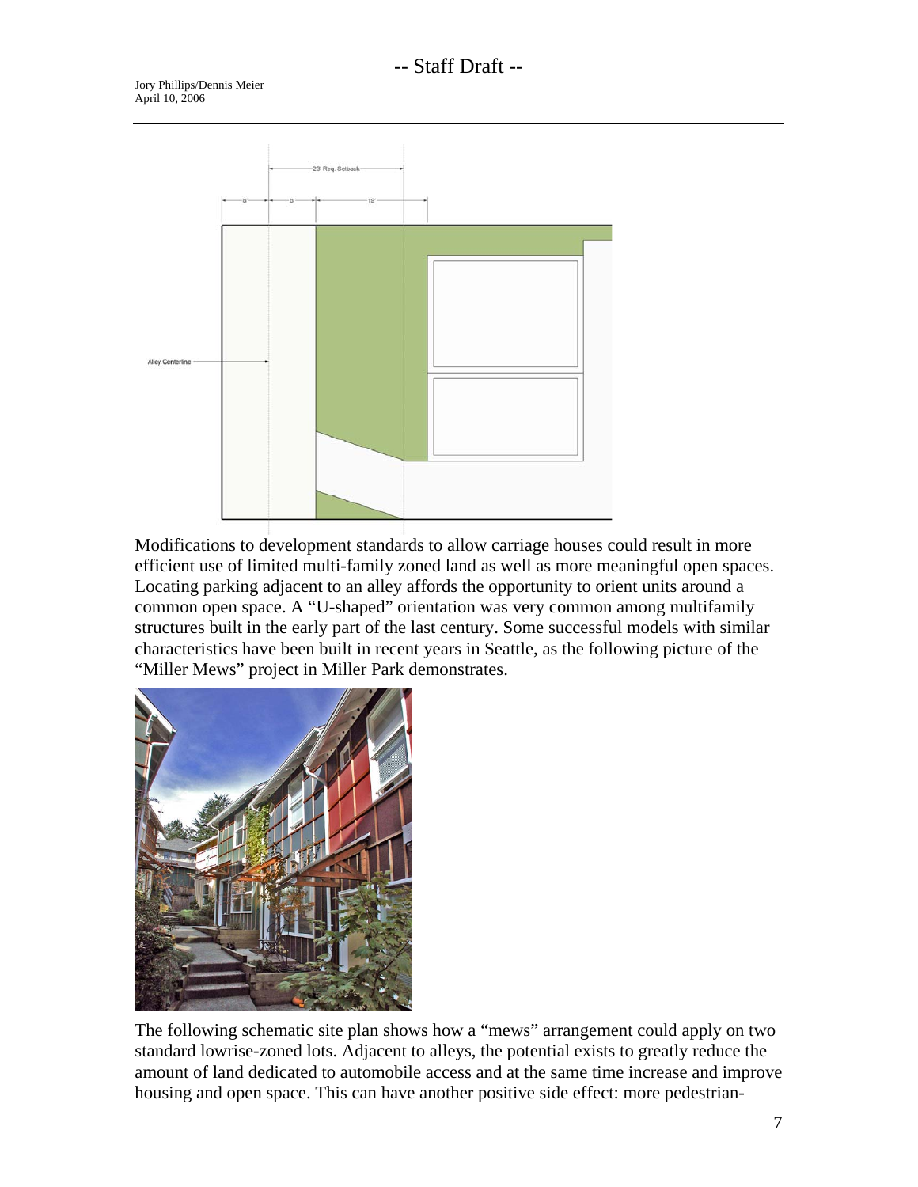Modifications to development standards to allow carriage houses could result in more efficient use of limited multi-family zoned land as well as more meaningful open spaces. Locating parking adjacent to an alley affords the opportunity to orient units around a common open space. A "U-shaped" orientation was very common among multifamily structures built in the early part of the last century. Some successful models with similar characteristics have been built in recent years in Seattle, as the following picture of the "Miller Mews" project in Miller Park demonstrates.

The following schematic site plan shows how a "mews" arrangement could apply on two standard lowrise-zoned lots. Adjacent to alleys, the potential exists to greatly reduce the amount of land dedicated to automobile access and at the same time increase and improve housing and open space. This can have another positive side effect: more pedestrian-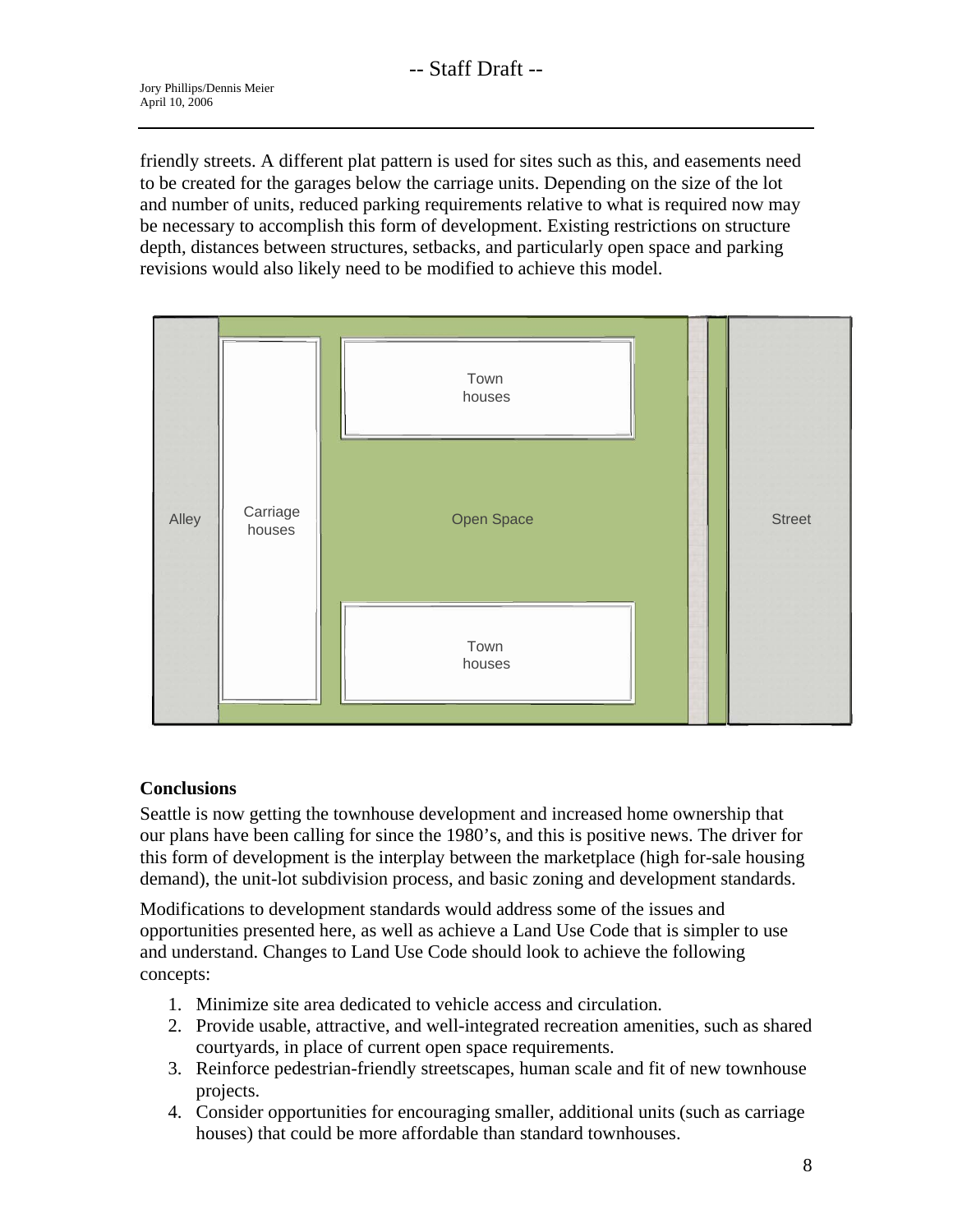friendly streets. A different plat pattern is used for sites such as this, and easements need to be created for the garages below the carriage units. Depending on the size of the lot and number of units, reduced parking requirements relative to what is required now may be necessary to accomplish this form of development. Existing restrictions on structure depth, distances between structures, setbacks, and particularly open space and parking revisions would also likely need to be modified to achieve this model.

Alley | Carriage houses | Town houses | Open Space | Town houses | Street

**Conclusions**

Seattle is now getting the townhouse development and increased home ownership that our plans have been calling for since the 1980's, and this is positive news. The driver for this form of development is the interplay between the marketplace (high for-sale housing demand), the unit-lot subdivision process, and basic zoning and development standards.

Modifications to development standards would address some of the issues and opportunities presented here, as well as achieve a Land Use Code that is simpler to use and understand. Changes to Land Use Code should look to achieve the following concepts:

1. Minimize site area dedicated to vehicle access and circulation.
2. Provide usable, attractive, and well-integrated recreation amenities, such as shared courtyards, in place of current open space requirements.
3. Reinforce pedestrian-friendly streetscapes, human scale and fit of new townhouse projects.
4. Consider opportunities for encouraging smaller, additional units (such as carriage houses) that could be more affordable than standard townhouses.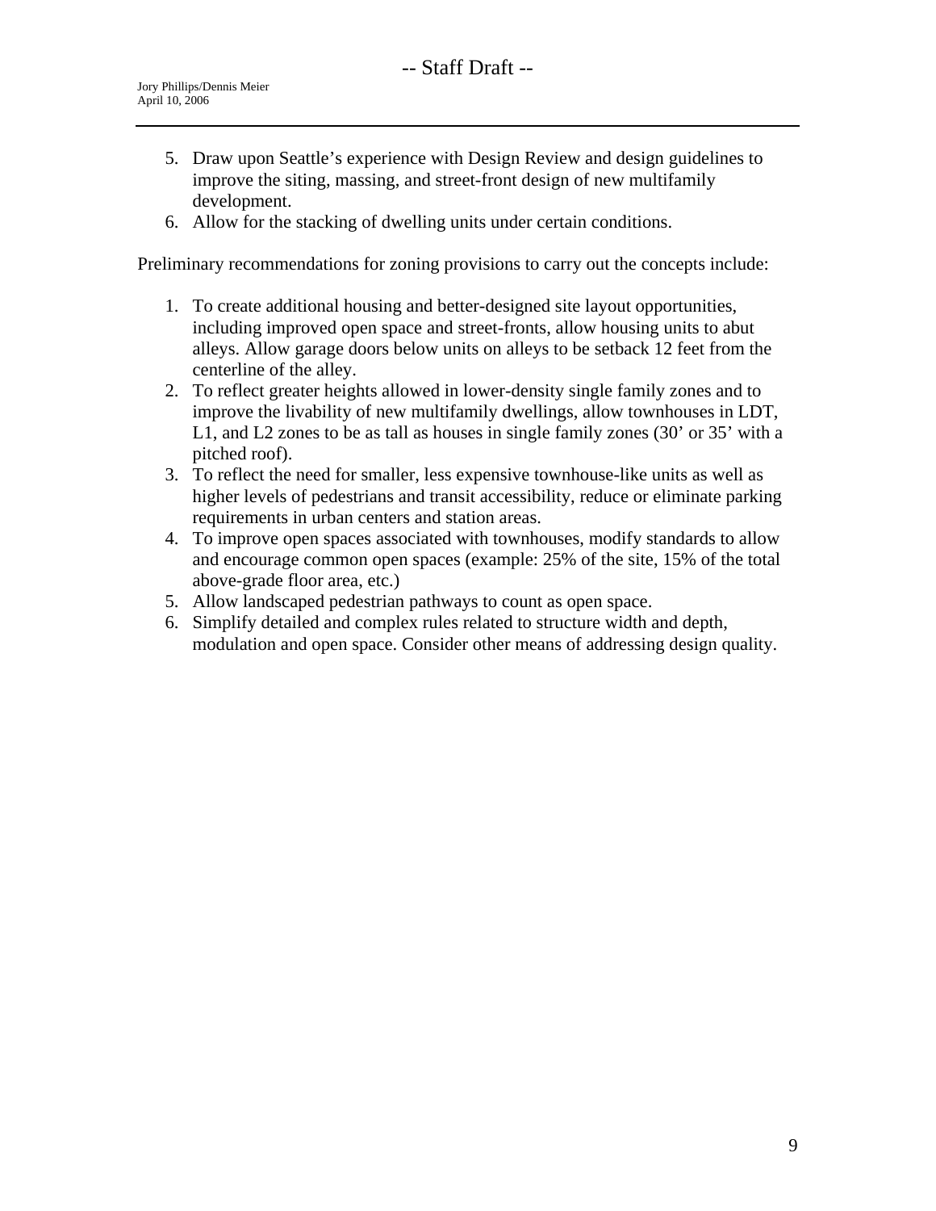5. Draw upon Seattle's experience with Design Review and design guidelines to improve the siting, massing, and street-front design of new multifamily development.
6. Allow for the stacking of dwelling units under certain conditions.

Preliminary recommendations for zoning provisions to carry out the concepts include:

1. To create additional housing and better-designed site layout opportunities, including improved open space and street-fronts, allow housing units to abut alleys. Allow garage doors below units on alleys to be setback 12 feet from the centerline of the alley.
2. To reflect greater heights allowed in lower-density single family zones and to improve the livability of new multifamily dwellings, allow townhouses in LDT, L1, and L2 zones to be as tall as houses in single family zones (30' or 35' with a pitched roof).
3. To reflect the need for smaller, less expensive townhouse-like units as well as higher levels of pedestrians and transit accessibility, reduce or eliminate parking requirements in urban centers and station areas.
4. To improve open spaces associated with townhouses, modify standards to allow and encourage common open spaces (example: 25% of the site, 15% of the total above-grade floor area, etc.)
5. Allow landscaped pedestrian pathways to count as open space.
6. Simplify detailed and complex rules related to structure width and depth, modulation and open space. Consider other means of addressing design quality.